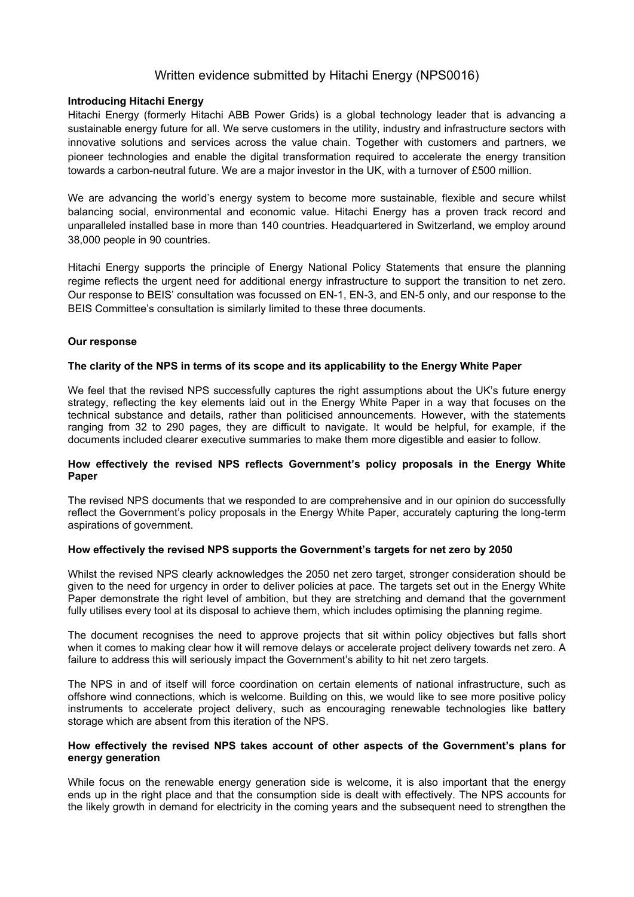# Written evidence submitted by Hitachi Energy (NPS0016)

**Introducing Hitachi Energy**

Hitachi Energy (formerly Hitachi ABB Power Grids) is a global technology leader that is advancing a sustainable energy future for all. We serve customers in the utility, industry and infrastructure sectors with innovative solutions and services across the value chain. Together with customers and partners, we pioneer technologies and enable the digital transformation required to accelerate the energy transition towards a carbon-neutral future. We are a major investor in the UK, with a turnover of £500 million.

We are advancing the world's energy system to become more sustainable, flexible and secure whilst balancing social, environmental and economic value. Hitachi Energy has a proven track record and unparalleled installed base in more than 140 countries. Headquartered in Switzerland, we employ around 38,000 people in 90 countries.

Hitachi Energy supports the principle of Energy National Policy Statements that ensure the planning regime reflects the urgent need for additional energy infrastructure to support the transition to net zero. Our response to BEIS' consultation was focussed on EN-1, EN-3, and EN-5 only, and our response to the BEIS Committee's consultation is similarly limited to these three documents.

**Our response**

**The clarity of the NPS in terms of its scope and its applicability to the Energy White Paper**

We feel that the revised NPS successfully captures the right assumptions about the UK's future energy strategy, reflecting the key elements laid out in the Energy White Paper in a way that focuses on the technical substance and details, rather than politicised announcements. However, with the statements ranging from 32 to 290 pages, they are difficult to navigate. It would be helpful, for example, if the documents included clearer executive summaries to make them more digestible and easier to follow.

**How effectively the revised NPS reflects Government's policy proposals in the Energy White Paper**

The revised NPS documents that we responded to are comprehensive and in our opinion do successfully reflect the Government's policy proposals in the Energy White Paper, accurately capturing the long-term aspirations of government.

**How effectively the revised NPS supports the Government's targets for net zero by 2050**

Whilst the revised NPS clearly acknowledges the 2050 net zero target, stronger consideration should be given to the need for urgency in order to deliver policies at pace. The targets set out in the Energy White Paper demonstrate the right level of ambition, but they are stretching and demand that the government fully utilises every tool at its disposal to achieve them, which includes optimising the planning regime.

The document recognises the need to approve projects that sit within policy objectives but falls short when it comes to making clear how it will remove delays or accelerate project delivery towards net zero. A failure to address this will seriously impact the Government's ability to hit net zero targets.

The NPS in and of itself will force coordination on certain elements of national infrastructure, such as offshore wind connections, which is welcome. Building on this, we would like to see more positive policy instruments to accelerate project delivery, such as encouraging renewable technologies like battery storage which are absent from this iteration of the NPS.

**How effectively the revised NPS takes account of other aspects of the Government's plans for energy generation**

While focus on the renewable energy generation side is welcome, it is also important that the energy ends up in the right place and that the consumption side is dealt with effectively. The NPS accounts for the likely growth in demand for electricity in the coming years and the subsequent need to strengthen the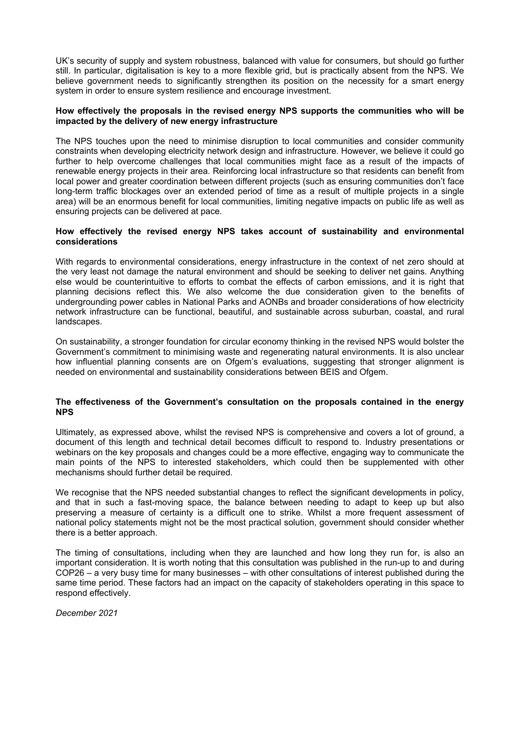UK's security of supply and system robustness, balanced with value for consumers, but should go further still. In particular, digitalisation is key to a more flexible grid, but is practically absent from the NPS. We believe government needs to significantly strengthen its position on the necessity for a smart energy system in order to ensure system resilience and encourage investment.

**How effectively the proposals in the revised energy NPS supports the communities who will be impacted by the delivery of new energy infrastructure**

The NPS touches upon the need to minimise disruption to local communities and consider community constraints when developing electricity network design and infrastructure. However, we believe it could go further to help overcome challenges that local communities might face as a result of the impacts of renewable energy projects in their area. Reinforcing local infrastructure so that residents can benefit from local power and greater coordination between different projects (such as ensuring communities don't face long-term traffic blockages over an extended period of time as a result of multiple projects in a single area) will be an enormous benefit for local communities, limiting negative impacts on public life as well as ensuring projects can be delivered at pace.

**How effectively the revised energy NPS takes account of sustainability and environmental considerations**

With regards to environmental considerations, energy infrastructure in the context of net zero should at the very least not damage the natural environment and should be seeking to deliver net gains. Anything else would be counterintuitive to efforts to combat the effects of carbon emissions, and it is right that planning decisions reflect this. We also welcome the due consideration given to the benefits of undergrounding power cables in National Parks and AONBs and broader considerations of how electricity network infrastructure can be functional, beautiful, and sustainable across suburban, coastal, and rural landscapes.

On sustainability, a stronger foundation for circular economy thinking in the revised NPS would bolster the Government's commitment to minimising waste and regenerating natural environments. It is also unclear how influential planning consents are on Ofgem's evaluations, suggesting that stronger alignment is needed on environmental and sustainability considerations between BEIS and Ofgem.

**The effectiveness of the Government's consultation on the proposals contained in the energy NPS**

Ultimately, as expressed above, whilst the revised NPS is comprehensive and covers a lot of ground, a document of this length and technical detail becomes difficult to respond to. Industry presentations or webinars on the key proposals and changes could be a more effective, engaging way to communicate the main points of the NPS to interested stakeholders, which could then be supplemented with other mechanisms should further detail be required.

We recognise that the NPS needed substantial changes to reflect the significant developments in policy, and that in such a fast-moving space, the balance between needing to adapt to keep up but also preserving a measure of certainty is a difficult one to strike. Whilst a more frequent assessment of national policy statements might not be the most practical solution, government should consider whether there is a better approach.

The timing of consultations, including when they are launched and how long they run for, is also an important consideration. It is worth noting that this consultation was published in the run-up to and during COP26 – a very busy time for many businesses – with other consultations of interest published during the same time period. These factors had an impact on the capacity of stakeholders operating in this space to respond effectively.

*December 2021*